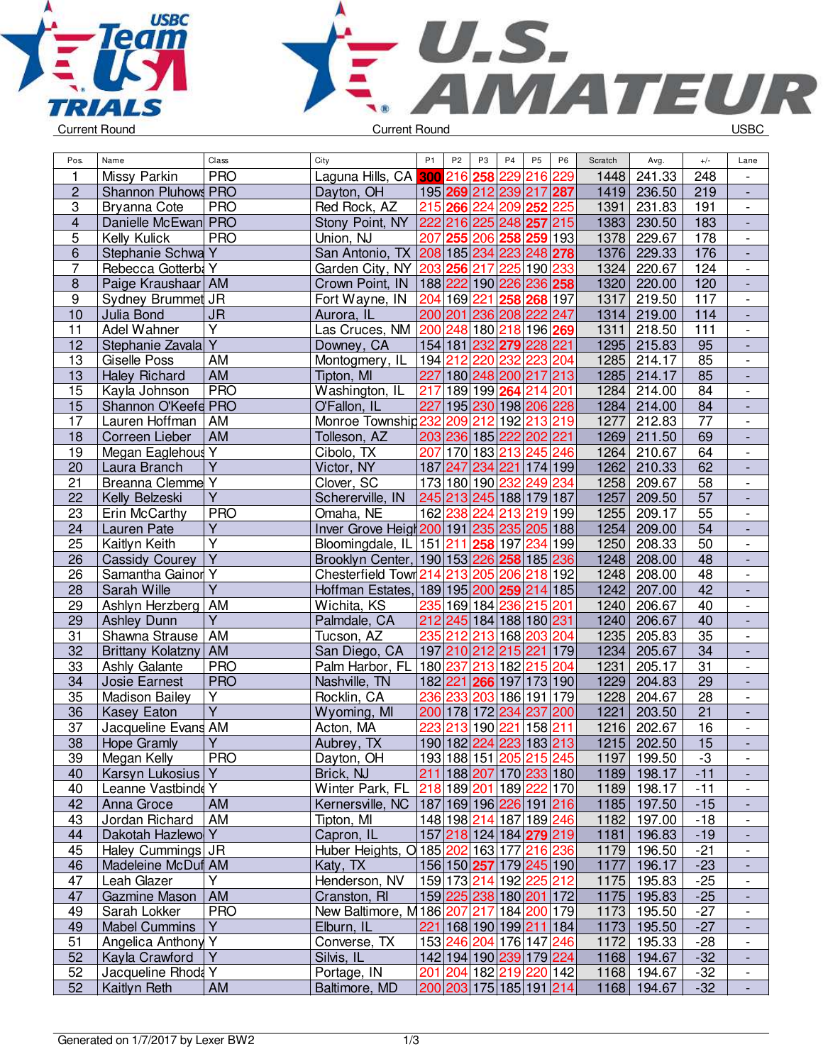Current Round | Current Round | USBC

| Pos. | Name | Class | City | P1 | P2 | P3 | P4 | P5 | P6 | Scratch | Avg. | +/- | Lane |
|---|---|---|---|---|---|---|---|---|---|---|---|---|---|
| 1 | Missy Parkin | PRO | Laguna Hills, CA | 300 | 216 | 258 | 229 | 216 | 229 | 1448 | 241.33 | 248 | - |
| 2 | Shannon Pluhows | PRO | Dayton, OH | 195 | 269 | 212 | 239 | 217 | 287 | 1419 | 236.50 | 219 | - |
| 3 | Bryanna Cote | PRO | Red Rock, AZ | 215 | 266 | 224 | 209 | 252 | 225 | 1391 | 231.83 | 191 | - |
| 4 | Danielle McEwan | PRO | Stony Point, NY | 222 | 216 | 225 | 248 | 257 | 215 | 1383 | 230.50 | 183 | - |
| 5 | Kelly Kulick | PRO | Union, NJ | 207 | 255 | 206 | 258 | 259 | 193 | 1378 | 229.67 | 178 | - |
| 6 | Stephanie Schwa | Y | San Antonio, TX | 208 | 185 | 234 | 223 | 248 | 278 | 1376 | 229.33 | 176 | - |
| 7 | Rebecca Gotterba | Y | Garden City, NY | 203 | 256 | 217 | 225 | 190 | 233 | 1324 | 220.67 | 124 | - |
| 8 | Paige Kraushaar | AM | Crown Point, IN | 188 | 222 | 190 | 226 | 236 | 258 | 1320 | 220.00 | 120 | - |
| 9 | Sydney Brummet | JR | Fort Wayne, IN | 204 | 169 | 221 | 258 | 268 | 197 | 1317 | 219.50 | 117 | - |
| 10 | Julia Bond | JR | Aurora, IL | 200 | 201 | 236 | 208 | 222 | 247 | 1314 | 219.00 | 114 | - |
| 11 | Adel Wahner | Y | Las Cruces, NM | 200 | 248 | 180 | 218 | 196 | 269 | 1311 | 218.50 | 111 | - |
| 12 | Stephanie Zavala | Y | Downey, CA | 154 | 181 | 232 | 279 | 228 | 221 | 1295 | 215.83 | 95 | - |
| 13 | Giselle Poss | AM | Montogmery, IL | 194 | 212 | 220 | 232 | 223 | 204 | 1285 | 214.17 | 85 | - |
| 13 | Haley Richard | AM | Tipton, MI | 227 | 180 | 248 | 200 | 217 | 213 | 1285 | 214.17 | 85 | - |
| 15 | Kayla Johnson | PRO | Washington, IL | 217 | 189 | 199 | 264 | 214 | 201 | 1284 | 214.00 | 84 | - |
| 15 | Shannon O'Keefe | PRO | O'Fallon, IL | 227 | 195 | 230 | 198 | 206 | 228 | 1284 | 214.00 | 84 | - |
| 17 | Lauren Hoffman | AM | Monroe Township | 232 | 209 | 212 | 192 | 213 | 219 | 1277 | 212.83 | 77 | - |
| 18 | Correen Lieber | AM | Tolleson, AZ | 203 | 236 | 185 | 222 | 202 | 221 | 1269 | 211.50 | 69 | - |
| 19 | Megan Eaglehous | Y | Cibolo, TX | 207 | 170 | 183 | 213 | 245 | 246 | 1264 | 210.67 | 64 | - |
| 20 | Laura Branch | Y | Victor, NY | 187 | 247 | 234 | 221 | 174 | 199 | 1262 | 210.33 | 62 | - |
| 21 | Breanna Clemme | Y | Clover, SC | 173 | 180 | 190 | 232 | 249 | 234 | 1258 | 209.67 | 58 | - |
| 22 | Kelly Belzeski | Y | Schererville, IN | 245 | 213 | 245 | 188 | 179 | 187 | 1257 | 209.50 | 57 | - |
| 23 | Erin McCarthy | PRO | Omaha, NE | 162 | 238 | 224 | 213 | 219 | 199 | 1255 | 209.17 | 55 | - |
| 24 | Lauren Pate | Y | Inver Grove Heigh | 200 | 191 | 235 | 235 | 205 | 188 | 1254 | 209.00 | 54 | - |
| 25 | Kaitlyn Keith | Y | Bloomingdale, IL | 151 | 211 | 258 | 197 | 234 | 199 | 1250 | 208.33 | 50 | - |
| 26 | Cassidy Courey | Y | Brooklyn Center, | 190 | 153 | 226 | 258 | 185 | 236 | 1248 | 208.00 | 48 | - |
| 26 | Samantha Gainor | Y | Chesterfield Towr | 214 | 213 | 205 | 206 | 218 | 192 | 1248 | 208.00 | 48 | - |
| 28 | Sarah Wille | Y | Hoffman Estates, | 189 | 195 | 200 | 259 | 214 | 185 | 1242 | 207.00 | 42 | - |
| 29 | Ashlyn Herzberg | AM | Wichita, KS | 235 | 169 | 184 | 236 | 215 | 201 | 1240 | 206.67 | 40 | - |
| 29 | Ashley Dunn | Y | Palmdale, CA | 212 | 245 | 184 | 188 | 180 | 231 | 1240 | 206.67 | 40 | - |
| 31 | Shawna Strause | AM | Tucson, AZ | 235 | 212 | 213 | 168 | 203 | 204 | 1235 | 205.83 | 35 | - |
| 32 | Brittany Kolatzny | AM | San Diego, CA | 197 | 210 | 212 | 215 | 221 | 179 | 1234 | 205.67 | 34 | - |
| 33 | Ashly Galante | PRO | Palm Harbor, FL | 180 | 237 | 213 | 182 | 215 | 204 | 1231 | 205.17 | 31 | - |
| 34 | Josie Earnest | PRO | Nashville, TN | 182 | 221 | 266 | 197 | 173 | 190 | 1229 | 204.83 | 29 | - |
| 35 | Madison Bailey | Y | Rocklin, CA | 236 | 233 | 203 | 186 | 191 | 179 | 1228 | 204.67 | 28 | - |
| 36 | Kasey Eaton | Y | Wyoming, MI | 200 | 178 | 172 | 234 | 237 | 200 | 1221 | 203.50 | 21 | - |
| 37 | Jacqueline Evans | AM | Acton, MA | 223 | 213 | 190 | 221 | 158 | 211 | 1216 | 202.67 | 16 | - |
| 38 | Hope Gramly | Y | Aubrey, TX | 190 | 182 | 224 | 223 | 183 | 213 | 1215 | 202.50 | 15 | - |
| 39 | Megan Kelly | PRO | Dayton, OH | 193 | 188 | 151 | 205 | 215 | 245 | 1197 | 199.50 | -3 | - |
| 40 | Karsyn Lukosius | Y | Brick, NJ | 211 | 188 | 207 | 170 | 233 | 180 | 1189 | 198.17 | -11 | - |
| 40 | Leanne Vastbinde | Y | Winter Park, FL | 218 | 189 | 201 | 189 | 222 | 170 | 1189 | 198.17 | -11 | - |
| 42 | Anna Groce | AM | Kernersville, NC | 187 | 169 | 196 | 226 | 191 | 216 | 1185 | 197.50 | -15 | - |
| 43 | Jordan Richard | AM | Tipton, MI | 148 | 198 | 214 | 187 | 189 | 246 | 1182 | 197.00 | -18 | - |
| 44 | Dakotah Hazlewo | Y | Capron, IL | 157 | 218 | 124 | 184 | 279 | 219 | 1181 | 196.83 | -19 | - |
| 45 | Haley Cummings | JR | Huber Heights, O | 185 | 202 | 163 | 177 | 216 | 236 | 1179 | 196.50 | -21 | - |
| 46 | Madeleine McDuf | AM | Katy, TX | 156 | 150 | 257 | 179 | 245 | 190 | 1177 | 196.17 | -23 | - |
| 47 | Leah Glazer | Y | Henderson, NV | 159 | 173 | 214 | 192 | 225 | 212 | 1175 | 195.83 | -25 | - |
| 47 | Gazmine Mason | AM | Cranston, RI | 159 | 225 | 238 | 180 | 201 | 172 | 1175 | 195.83 | -25 | - |
| 49 | Sarah Lokker | PRO | New Baltimore, M | 186 | 207 | 217 | 184 | 200 | 179 | 1173 | 195.50 | -27 | - |
| 49 | Mabel Cummins | Y | Elburn, IL | 221 | 168 | 190 | 199 | 211 | 184 | 1173 | 195.50 | -27 | - |
| 51 | Angelica Anthony | Y | Converse, TX | 153 | 246 | 204 | 176 | 147 | 246 | 1172 | 195.33 | -28 | - |
| 52 | Kayla Crawford | Y | Silvis, IL | 142 | 194 | 190 | 239 | 179 | 224 | 1168 | 194.67 | -32 | - |
| 52 | Jacqueline Rhoda | Y | Portage, IN | 201 | 204 | 182 | 219 | 220 | 142 | 1168 | 194.67 | -32 | - |
| 52 | Kaitlyn Reth | AM | Baltimore, MD | 200 | 203 | 175 | 185 | 191 | 214 | 1168 | 194.67 | -32 | - |

Generated on 1/7/2017 by Lexer BW2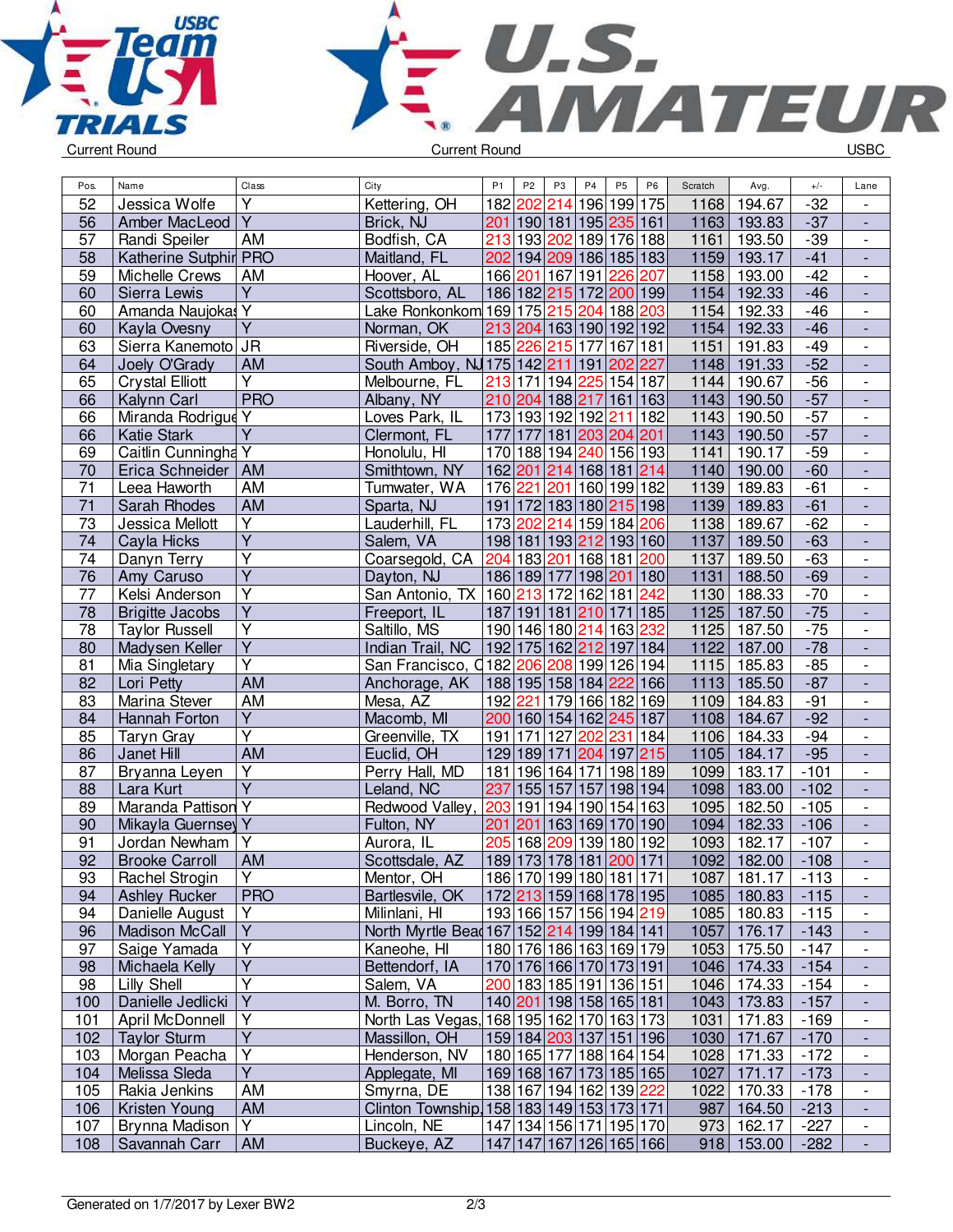Current Round — Current Round — USBC

| Pos. | Name | Class | City | P1 | P2 | P3 | P4 | P5 | P6 | Scratch | Avg. | +/- | Lane |
|---|---|---|---|---|---|---|---|---|---|---|---|---|---|
| 52 | Jessica Wolfe | Y | Kettering, OH | 182 | 202 | 214 | 196 | 199 | 175 | 1168 | 194.67 | -32 | - |
| 56 | Amber MacLeod | Y | Brick, NJ | 201 | 190 | 181 | 195 | 235 | 161 | 1163 | 193.83 | -37 | - |
| 57 | Randi Speiler | AM | Bodfish, CA | 213 | 193 | 202 | 189 | 176 | 188 | 1161 | 193.50 | -39 | - |
| 58 | Katherine Sutphir | PRO | Maitland, FL | 202 | 194 | 209 | 186 | 185 | 183 | 1159 | 193.17 | -41 | - |
| 59 | Michelle Crews | AM | Hoover, AL | 166 | 201 | 167 | 191 | 226 | 207 | 1158 | 193.00 | -42 | - |
| 60 | Sierra Lewis | Y | Scottsboro, AL | 186 | 182 | 215 | 172 | 200 | 199 | 1154 | 192.33 | -46 | - |
| 60 | Amanda Naujokas | Y | Lake Ronkonkom | 169 | 175 | 215 | 204 | 188 | 203 | 1154 | 192.33 | -46 | - |
| 60 | Kayla Ovesny | Y | Norman, OK | 213 | 204 | 163 | 190 | 192 | 192 | 1154 | 192.33 | -46 | - |
| 63 | Sierra Kanemoto | JR | Riverside, OH | 185 | 226 | 215 | 177 | 167 | 181 | 1151 | 191.83 | -49 | - |
| 64 | Joely O'Grady | AM | South Amboy, NJ | 175 | 142 | 211 | 191 | 202 | 227 | 1148 | 191.33 | -52 | - |
| 65 | Crystal Elliott | Y | Melbourne, FL | 213 | 171 | 194 | 225 | 154 | 187 | 1144 | 190.67 | -56 | - |
| 66 | Kalynn Carl | PRO | Albany, NY | 210 | 204 | 188 | 217 | 161 | 163 | 1143 | 190.50 | -57 | - |
| 66 | Miranda Rodrigue | Y | Loves Park, IL | 173 | 193 | 192 | 192 | 211 | 182 | 1143 | 190.50 | -57 | - |
| 66 | Katie Stark | Y | Clermont, FL | 177 | 177 | 181 | 203 | 204 | 201 | 1143 | 190.50 | -57 | - |
| 69 | Caitlin Cunningha | Y | Honolulu, HI | 170 | 188 | 194 | 240 | 156 | 193 | 1141 | 190.17 | -59 | - |
| 70 | Erica Schneider | AM | Smithtown, NY | 162 | 201 | 214 | 168 | 181 | 214 | 1140 | 190.00 | -60 | - |
| 71 | Leea Haworth | AM | Tumwater, WA | 176 | 221 | 201 | 160 | 199 | 182 | 1139 | 189.83 | -61 | - |
| 71 | Sarah Rhodes | AM | Sparta, NJ | 191 | 172 | 183 | 180 | 215 | 198 | 1139 | 189.83 | -61 | - |
| 73 | Jessica Mellott | Y | Lauderhill, FL | 173 | 202 | 214 | 159 | 184 | 206 | 1138 | 189.67 | -62 | - |
| 74 | Cayla Hicks | Y | Salem, VA | 198 | 181 | 193 | 212 | 193 | 160 | 1137 | 189.50 | -63 | - |
| 74 | Danyn Terry | Y | Coarsegold, CA | 204 | 183 | 201 | 168 | 181 | 200 | 1137 | 189.50 | -63 | - |
| 76 | Amy Caruso | Y | Dayton, NJ | 186 | 189 | 177 | 198 | 201 | 180 | 1131 | 188.50 | -69 | - |
| 77 | Kelsi Anderson | Y | San Antonio, TX | 160 | 213 | 172 | 162 | 181 | 242 | 1130 | 188.33 | -70 | - |
| 78 | Brigitte Jacobs | Y | Freeport, IL | 187 | 191 | 181 | 210 | 171 | 185 | 1125 | 187.50 | -75 | - |
| 78 | Taylor Russell | Y | Saltillo, MS | 190 | 146 | 180 | 214 | 163 | 232 | 1125 | 187.50 | -75 | - |
| 80 | Madysen Keller | Y | Indian Trail, NC | 192 | 175 | 162 | 212 | 197 | 184 | 1122 | 187.00 | -78 | - |
| 81 | Mia Singletary | Y | San Francisco, C | 182 | 206 | 208 | 199 | 126 | 194 | 1115 | 185.83 | -85 | - |
| 82 | Lori Petty | AM | Anchorage, AK | 188 | 195 | 158 | 184 | 222 | 166 | 1113 | 185.50 | -87 | - |
| 83 | Marina Stever | AM | Mesa, AZ | 192 | 221 | 179 | 166 | 182 | 169 | 1109 | 184.83 | -91 | - |
| 84 | Hannah Forton | Y | Macomb, MI | 200 | 160 | 154 | 162 | 245 | 187 | 1108 | 184.67 | -92 | - |
| 85 | Taryn Gray | Y | Greenville, TX | 191 | 171 | 127 | 202 | 231 | 184 | 1106 | 184.33 | -94 | - |
| 86 | Janet Hill | AM | Euclid, OH | 129 | 189 | 171 | 204 | 197 | 215 | 1105 | 184.17 | -95 | - |
| 87 | Bryanna Leyen | Y | Perry Hall, MD | 181 | 196 | 164 | 171 | 198 | 189 | 1099 | 183.17 | -101 | - |
| 88 | Lara Kurt | Y | Leland, NC | 237 | 155 | 157 | 157 | 198 | 194 | 1098 | 183.00 | -102 | - |
| 89 | Maranda Pattison | Y | Redwood Valley, | 203 | 191 | 194 | 190 | 154 | 163 | 1095 | 182.50 | -105 | - |
| 90 | Mikayla Guernsey | Y | Fulton, NY | 201 | 201 | 163 | 169 | 170 | 190 | 1094 | 182.33 | -106 | - |
| 91 | Jordan Newham | Y | Aurora, IL | 205 | 168 | 209 | 139 | 180 | 192 | 1093 | 182.17 | -107 | - |
| 92 | Brooke Carroll | AM | Scottsdale, AZ | 189 | 173 | 178 | 181 | 200 | 171 | 1092 | 182.00 | -108 | - |
| 93 | Rachel Strogin | Y | Mentor, OH | 186 | 170 | 199 | 180 | 181 | 171 | 1087 | 181.17 | -113 | - |
| 94 | Ashley Rucker | PRO | Bartlesvile, OK | 172 | 213 | 159 | 168 | 178 | 195 | 1085 | 180.83 | -115 | - |
| 94 | Danielle August | Y | Mililani, HI | 193 | 166 | 157 | 156 | 194 | 219 | 1085 | 180.83 | -115 | - |
| 96 | Madison McCall | Y | North Myrtle Beac | 167 | 152 | 214 | 199 | 184 | 141 | 1057 | 176.17 | -143 | - |
| 97 | Saige Yamada | Y | Kaneohe, HI | 180 | 176 | 186 | 163 | 169 | 179 | 1053 | 175.50 | -147 | - |
| 98 | Michaela Kelly | Y | Bettendorf, IA | 170 | 176 | 166 | 170 | 173 | 191 | 1046 | 174.33 | -154 | - |
| 98 | Lilly Shell | Y | Salem, VA | 200 | 183 | 185 | 191 | 136 | 151 | 1046 | 174.33 | -154 | - |
| 100 | Danielle Jedlicki | Y | M. Borro, TN | 140 | 201 | 198 | 158 | 165 | 181 | 1043 | 173.83 | -157 | - |
| 101 | April McDonnell | Y | North Las Vegas, | 168 | 195 | 162 | 170 | 163 | 173 | 1031 | 171.83 | -169 | - |
| 102 | Taylor Sturm | Y | Massillon, OH | 159 | 184 | 203 | 137 | 151 | 196 | 1030 | 171.67 | -170 | - |
| 103 | Morgan Peacha | Y | Henderson, NV | 180 | 165 | 177 | 188 | 164 | 154 | 1028 | 171.33 | -172 | - |
| 104 | Melissa Sleda | Y | Applegate, MI | 169 | 168 | 167 | 173 | 185 | 165 | 1027 | 171.17 | -173 | - |
| 105 | Rakia Jenkins | AM | Smyrna, DE | 138 | 167 | 194 | 162 | 139 | 222 | 1022 | 170.33 | -178 | - |
| 106 | Kristen Young | AM | Clinton Township, | 158 | 183 | 149 | 153 | 173 | 171 | 987 | 164.50 | -213 | - |
| 107 | Brynna Madison | Y | Lincoln, NE | 147 | 134 | 156 | 171 | 195 | 170 | 973 | 162.17 | -227 | - |
| 108 | Savannah Carr | AM | Buckeye, AZ | 147 | 147 | 167 | 126 | 165 | 166 | 918 | 153.00 | -282 | - |

Generated on 1/7/2017 by Lexer BW2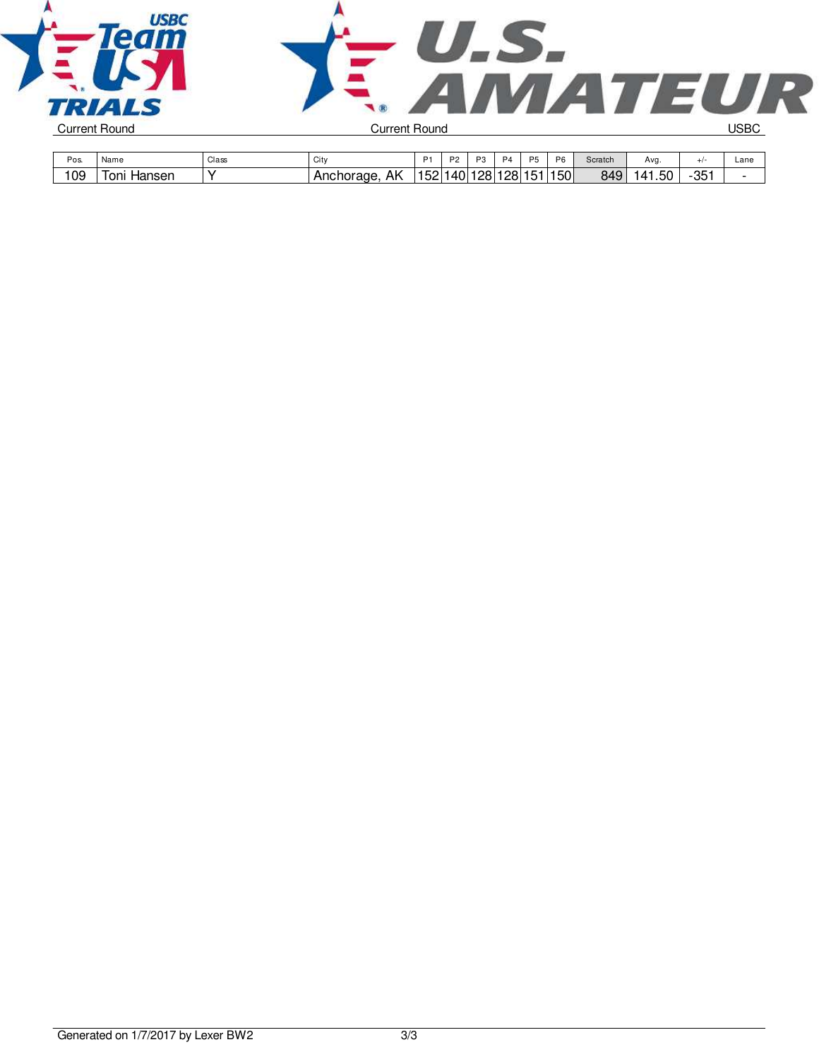| Pos. | Name | Class | City | P1 | P2 | P3 | P4 | P5 | P6 | Scratch | Avg. | +/- | Lane |
|---|---|---|---|---|---|---|---|---|---|---|---|---|---|
| 109 | Toni Hansen | Y | Anchorage, AK | 152 | 140 | 128 | 128 | 151 | 150 | 849 | 141.50 | -351 | - |